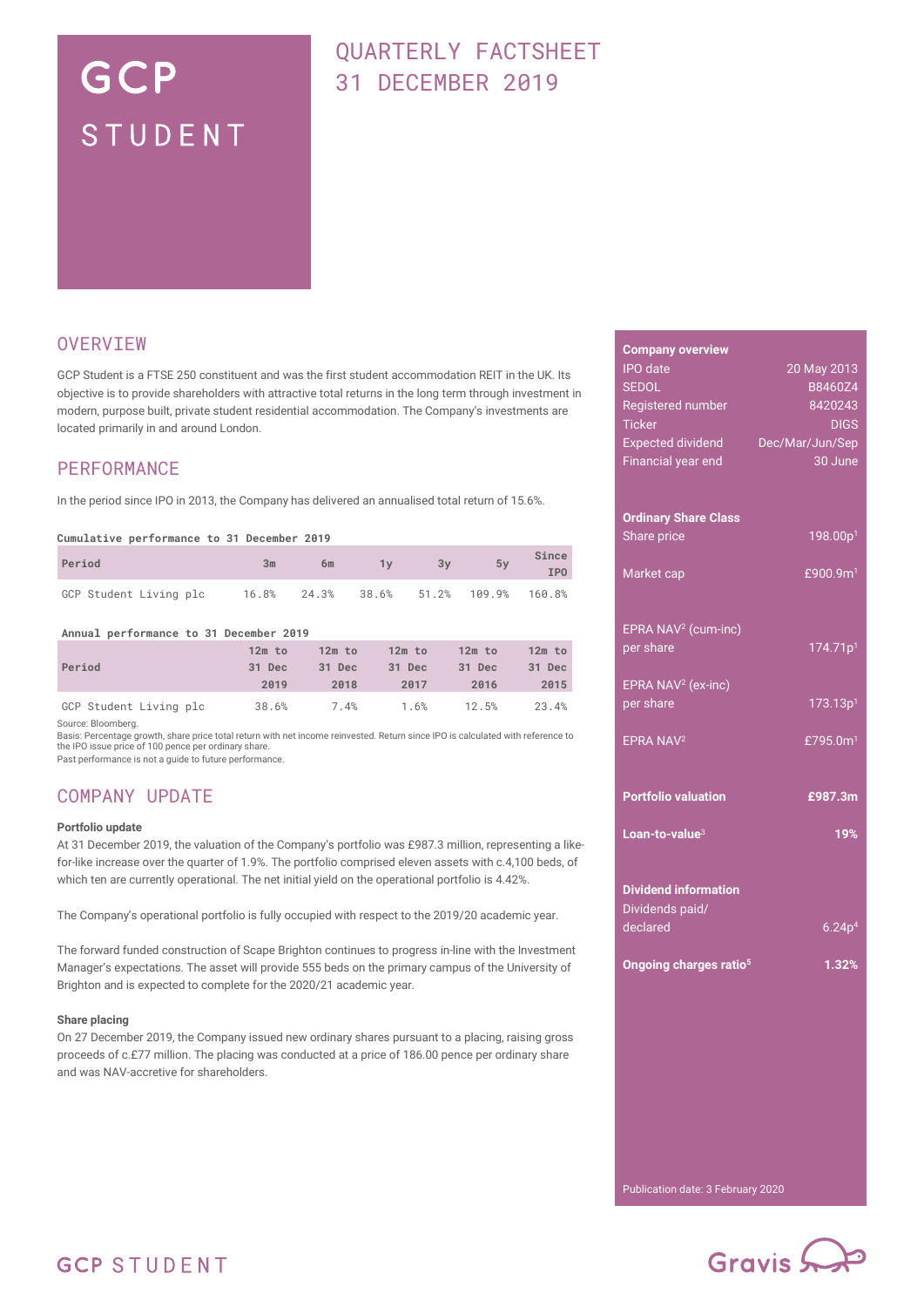# GCP STUDENT

# QUARTERLY FACTSHEET 31 DECEMBER 2019

## OVERVIEW

GCP Student is a FTSE 250 constituent and was the first student accommodation REIT in the UK. Its objective is to provide shareholders with attractive total returns in the long term through investment in modern, purpose built, private student residential accommodation. The Company's investments are located primarily in and around London.

## PERFORMANCE

In the period since IPO in 2013, the Company has delivered an annualised total return of 15.6%.

**Cumulative performance to 31 December 2019**

| Period | 3m | 6m | 1y | 3y | 5y | Since IPO |
|---|---|---|---|---|---|---|
| GCP Student Living plc | 16.8% | 24.3% | 38.6% | 51.2% | 109.9% | 160.8% |

**Annual performance to 31 December 2019**

| Period | 12m to 31 Dec 2019 | 12m to 31 Dec 2018 | 12m to 31 Dec 2017 | 12m to 31 Dec 2016 | 12m to 31 Dec 2015 |
|---|---|---|---|---|---|
| GCP Student Living plc | 38.6% | 7.4% | 1.6% | 12.5% | 23.4% |

Source: Bloomberg.
Basis: Percentage growth, share price total return with net income reinvested. Return since IPO is calculated with reference to the IPO issue price of 100 pence per ordinary share.
Past performance is not a guide to future performance.

## COMPANY UPDATE

**Portfolio update**

At 31 December 2019, the valuation of the Company's portfolio was £987.3 million, representing a like-for-like increase over the quarter of 1.9%. The portfolio comprised eleven assets with c.4,100 beds, of which ten are currently operational. The net initial yield on the operational portfolio is 4.42%.

The Company's operational portfolio is fully occupied with respect to the 2019/20 academic year.

The forward funded construction of Scape Brighton continues to progress in-line with the Investment Manager's expectations. The asset will provide 555 beds on the primary campus of the University of Brighton and is expected to complete for the 2020/21 academic year.

**Share placing**

On 27 December 2019, the Company issued new ordinary shares pursuant to a placing, raising gross proceeds of c.£77 million. The placing was conducted at a price of 186.00 pence per ordinary share and was NAV-accretive for shareholders.

**Company overview**

| | |
|---|---|
| IPO date | 20 May 2013 |
| SEDOL | B8460Z4 |
| Registered number | 8420243 |
| Ticker | DIGS |
| Expected dividend | Dec/Mar/Jun/Sep |
| Financial year end | 30 June |

**Ordinary Share Class**

| | |
|---|---|
| Share price | 198.00p[1] |
| Market cap | £900.9m[1] |
| EPRA NAV[2] (cum-inc) per share | 174.71p[1] |
| EPRA NAV[2] (ex-inc) per share | 173.13p[1] |
| EPRA NAV[2] | £795.0m[1] |

| | |
|---|---|
| **Portfolio valuation** | **£987.3m** |
| **Loan-to-value[3]** | **19%** |

**Dividend information**

| | |
|---|---|
| Dividends paid/ declared | 6.24p[4] |
| **Ongoing charges ratio[5]** | **1.32%** |

Publication date: 3 February 2020

GCP STUDENT

Gravis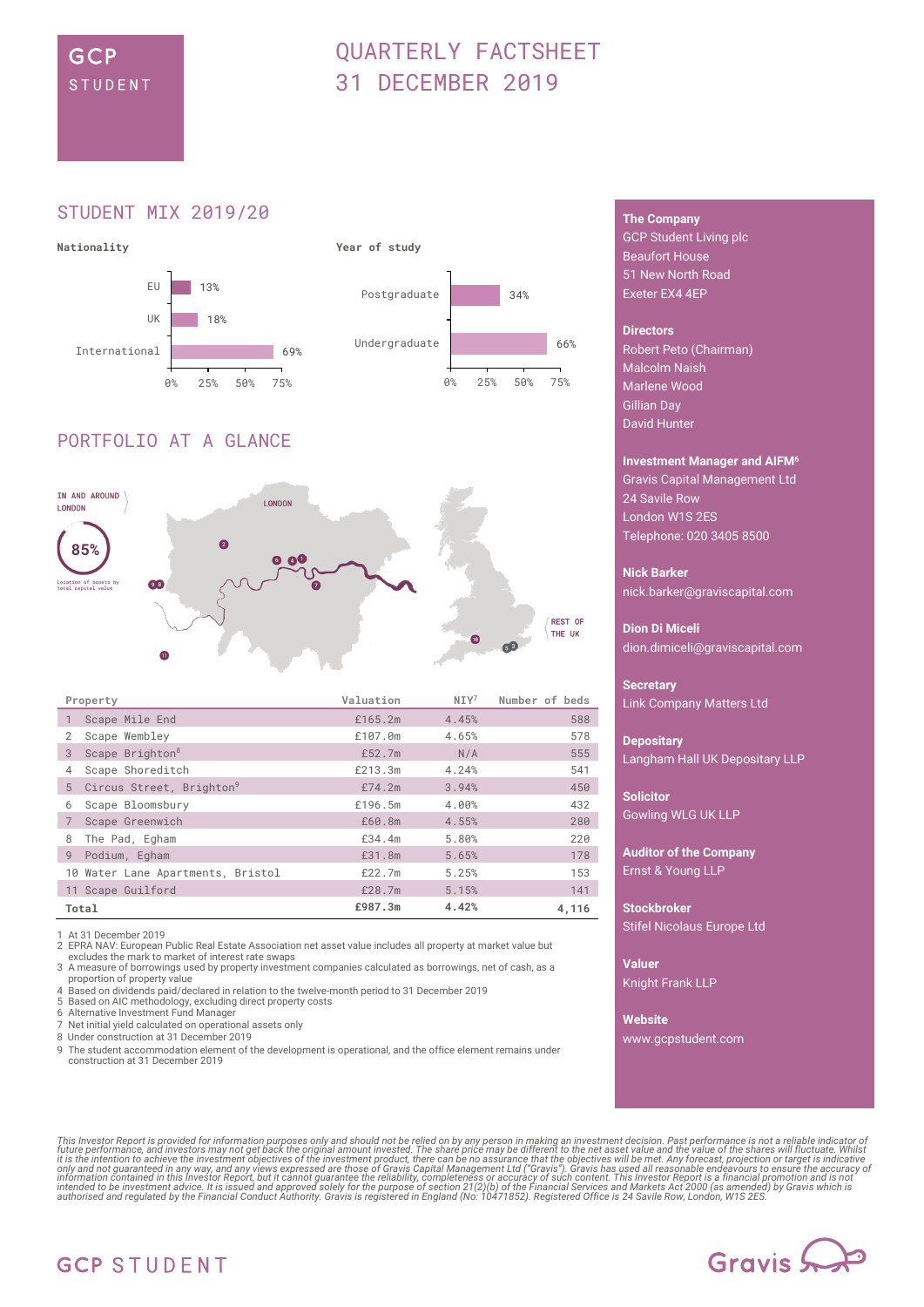GCP STUDENT

# QUARTERLY FACTSHEET 31 DECEMBER 2019

## STUDENT MIX 2019/20

**Nationality**

EU 13%
UK 18%
International 69%
0% 25% 50% 75%

**Year of study**

Postgraduate 34%
Undergraduate 66%
0% 25% 50% 75%

## PORTFOLIO AT A GLANCE

IN AND AROUND LONDON

85%

Location of assets by total capital value

LONDON

REST OF THE UK

| Property | Valuation | NIY[7] | Number of beds |
|---|---|---|---|
| 1 Scape Mile End | £165.2m | 4.45% | 588 |
| 2 Scape Wembley | £107.0m | 4.65% | 578 |
| 3 Scape Brighton[8] | £52.7m | N/A | 555 |
| 4 Scape Shoreditch | £213.3m | 4.24% | 541 |
| 5 Circus Street, Brighton[9] | £74.2m | 3.94% | 450 |
| 6 Scape Bloomsbury | £196.5m | 4.00% | 432 |
| 7 Scape Greenwich | £60.8m | 4.55% | 280 |
| 8 The Pad, Egham | £34.4m | 5.80% | 220 |
| 9 Podium, Egham | £31.8m | 5.65% | 178 |
| 10 Water Lane Apartments, Bristol | £22.7m | 5.25% | 153 |
| 11 Scape Guilford | £28.7m | 5.15% | 141 |
| **Total** | **£987.3m** | **4.42%** | **4,116** |

1 At 31 December 2019
2 EPRA NAV: European Public Real Estate Association net asset value includes all property at market value but excludes the mark to market of interest rate swaps
3 A measure of borrowings used by property investment companies calculated as borrowings, net of cash, as a proportion of property value
4 Based on dividends paid/declared in relation to the twelve-month period to 31 December 2019
5 Based on AIC methodology, excluding direct property costs
6 Alternative Investment Fund Manager
7 Net initial yield calculated on operational assets only
8 Under construction at 31 December 2019
9 The student accommodation element of the development is operational, and the office element remains under construction at 31 December 2019

**The Company**
GCP Student Living plc
Beaufort House
51 New North Road
Exeter EX4 4EP

**Directors**
Robert Peto (Chairman)
Malcolm Naish
Marlene Wood
Gillian Day
David Hunter

**Investment Manager and AIFM[6]**
Gravis Capital Management Ltd
24 Savile Row
London W1S 2ES
Telephone: 020 3405 8500

**Nick Barker**
nick.barker@graviscapital.com

**Dion Di Miceli**
dion.dimiceli@graviscapital.com

**Secretary**
Link Company Matters Ltd

**Depositary**
Langham Hall UK Depositary LLP

**Solicitor**
Gowling WLG UK LLP

**Auditor of the Company**
Ernst & Young LLP

**Stockbroker**
Stifel Nicolaus Europe Ltd

**Valuer**
Knight Frank LLP

**Website**
www.gcpstudent.com

*This Investor Report is provided for information purposes only and should not be relied on by any person in making an investment decision. Past performance is not a reliable indicator of future performance, and investors may not get back the original amount invested. The share price may be different to the net asset value and the value of the shares will fluctuate. Whilst it is the intention to achieve the investment objectives of the investment product, there can be no assurance that the objectives will be met. Any forecast, projection or target is indicative only and not guaranteed in any way, and any views expressed are those of Gravis Capital Management Ltd ("Gravis"). Gravis has used all reasonable endeavours to ensure the accuracy of information contained in this Investor Report, but it cannot guarantee the reliability, completeness or accuracy of such content. This Investor Report is a financial promotion and is not intended to be investment advice. It is issued and approved solely for the purpose of section 21(2)(b) of the Financial Services and Markets Act 2000 (as amended) by Gravis which is authorised and regulated by the Financial Conduct Authority. Gravis is registered in England (No: 10471852). Registered Office is 24 Savile Row, London, W1S 2ES.*

GCP STUDENT

Gravis